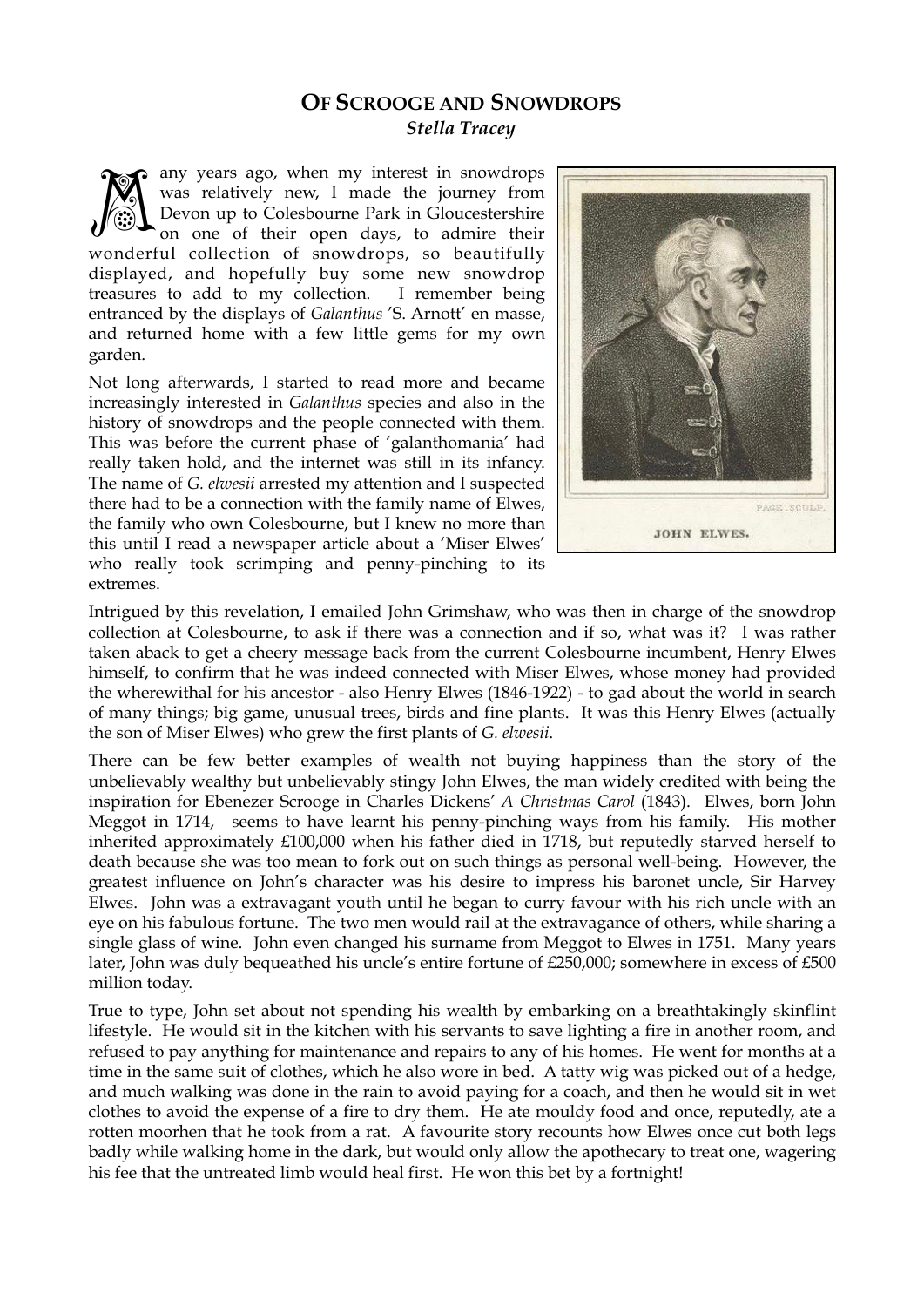# OF SCROOGE AND SNOWDROPS

***Stella Tracey***

Many years ago, when my interest in snowdrops was relatively new, I made the journey from Devon up to Colesbourne Park in Gloucestershire on one of their open days, to admire their wonderful collection of snowdrops, so beautifully displayed, and hopefully buy some new snowdrop treasures to add to my collection. I remember being entranced by the displays of *Galanthus* 'S. Arnott' en masse, and returned home with a few little gems for my own garden.

Not long afterwards, I started to read more and became increasingly interested in *Galanthus* species and also in the history of snowdrops and the people connected with them. This was before the current phase of 'galanthomania' had really taken hold, and the internet was still in its infancy. The name of *G. elwesii* arrested my attention and I suspected there had to be a connection with the family name of Elwes, the family who own Colesbourne, but I knew no more than this until I read a newspaper article about a 'Miser Elwes' who really took scrimping and penny-pinching to its extremes.

JOHN ELWES.

Intrigued by this revelation, I emailed John Grimshaw, who was then in charge of the snowdrop collection at Colesbourne, to ask if there was a connection and if so, what was it? I was rather taken aback to get a cheery message back from the current Colesbourne incumbent, Henry Elwes himself, to confirm that he was indeed connected with Miser Elwes, whose money had provided the wherewithal for his ancestor - also Henry Elwes (1846-1922) - to gad about the world in search of many things; big game, unusual trees, birds and fine plants. It was this Henry Elwes (actually the son of Miser Elwes) who grew the first plants of *G. elwesii*.

There can be few better examples of wealth not buying happiness than the story of the unbelievably wealthy but unbelievably stingy John Elwes, the man widely credited with being the inspiration for Ebenezer Scrooge in Charles Dickens' *A Christmas Carol* (1843). Elwes, born John Meggot in 1714, seems to have learnt his penny-pinching ways from his family. His mother inherited approximately £100,000 when his father died in 1718, but reputedly starved herself to death because she was too mean to fork out on such things as personal well-being. However, the greatest influence on John's character was his desire to impress his baronet uncle, Sir Harvey Elwes. John was a extravagant youth until he began to curry favour with his rich uncle with an eye on his fabulous fortune. The two men would rail at the extravagance of others, while sharing a single glass of wine. John even changed his surname from Meggot to Elwes in 1751. Many years later, John was duly bequeathed his uncle's entire fortune of £250,000; somewhere in excess of £500 million today.

True to type, John set about not spending his wealth by embarking on a breathtakingly skinflint lifestyle. He would sit in the kitchen with his servants to save lighting a fire in another room, and refused to pay anything for maintenance and repairs to any of his homes. He went for months at a time in the same suit of clothes, which he also wore in bed. A tatty wig was picked out of a hedge, and much walking was done in the rain to avoid paying for a coach, and then he would sit in wet clothes to avoid the expense of a fire to dry them. He ate mouldy food and once, reputedly, ate a rotten moorhen that he took from a rat. A favourite story recounts how Elwes once cut both legs badly while walking home in the dark, but would only allow the apothecary to treat one, wagering his fee that the untreated limb would heal first. He won this bet by a fortnight!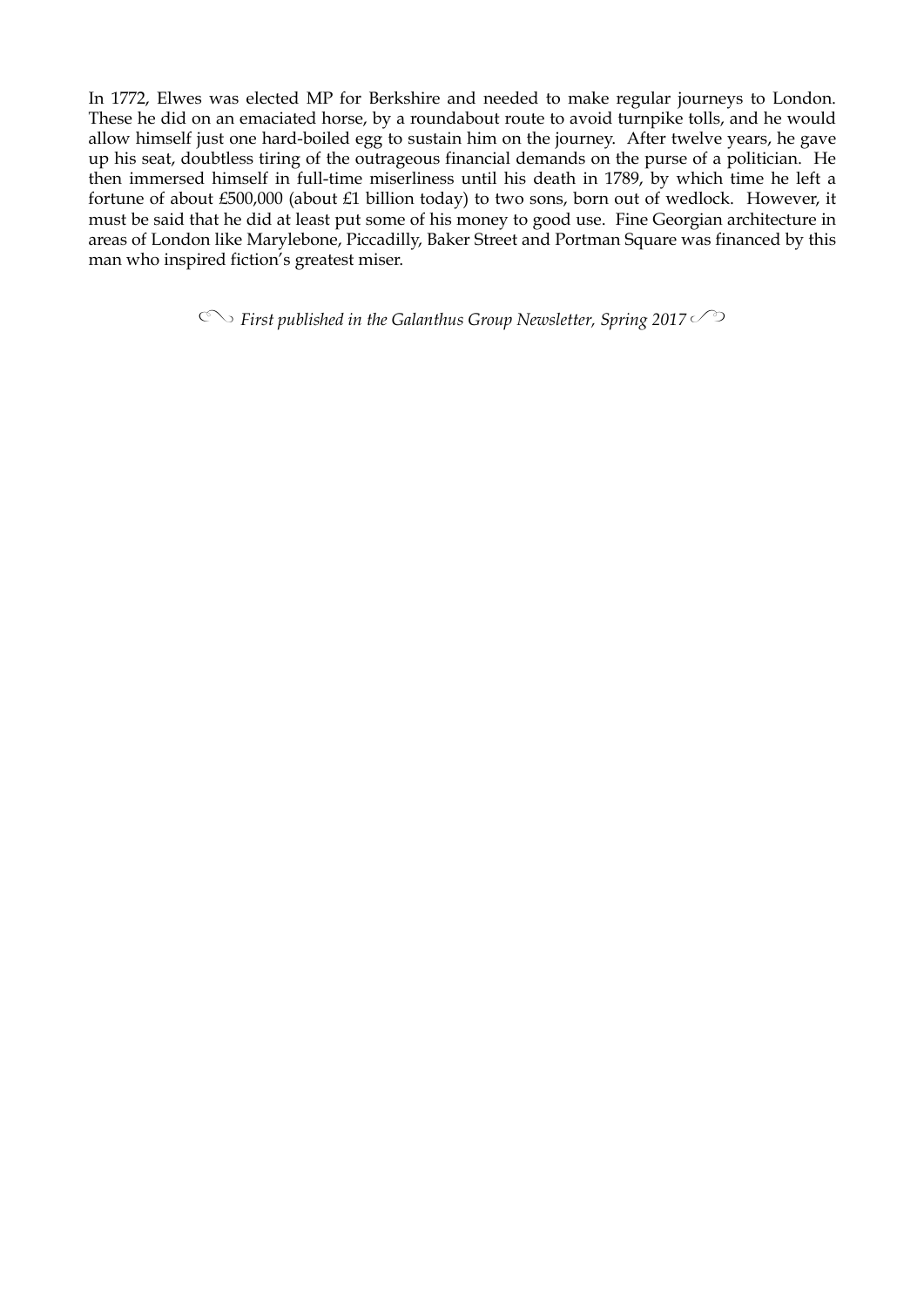In 1772, Elwes was elected MP for Berkshire and needed to make regular journeys to London. These he did on an emaciated horse, by a roundabout route to avoid turnpike tolls, and he would allow himself just one hard-boiled egg to sustain him on the journey. After twelve years, he gave up his seat, doubtless tiring of the outrageous financial demands on the purse of a politician. He then immersed himself in full-time miserliness until his death in 1789, by which time he left a fortune of about £500,000 (about £1 billion today) to two sons, born out of wedlock. However, it must be said that he did at least put some of his money to good use. Fine Georgian architecture in areas of London like Marylebone, Piccadilly, Baker Street and Portman Square was financed by this man who inspired fiction's greatest miser.

*First published in the Galanthus Group Newsletter, Spring 2017*